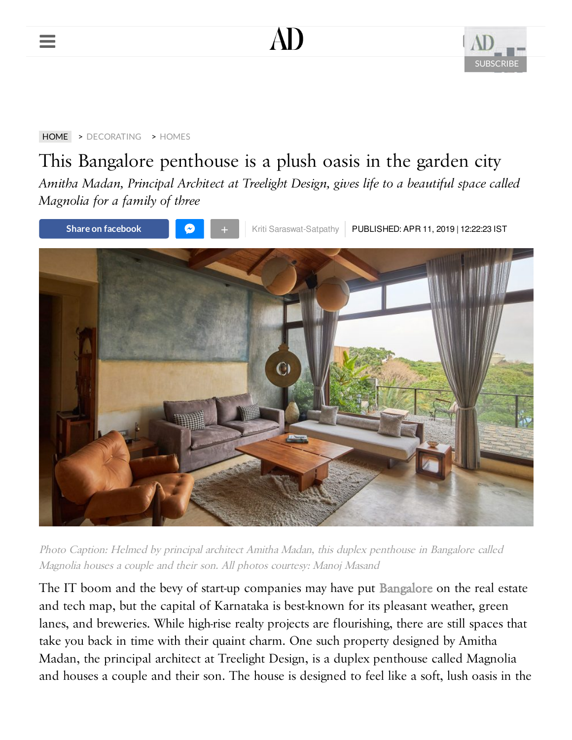HOME > DECORATING > HOMES

# This Bangalore penthouse is a plush oasis in the garden city

*Amitha Madan, Principal Architect at Treelight Design, gives life to a beautiful space called Magnolia for a family of three*

Kriti Saraswat-Satpathy | PUBLISHED: APR 11, 2019 | 12:22:23 IST

*Photo Caption: Helmed by principal architect Amitha Madan, this duplex penthouse in Bangalore called Magnolia houses a couple and their son. All photos courtesy: Manoj Masand*

The IT boom and the bevy of start-up companies may have put Bangalore on the real estate and tech map, but the capital of Karnataka is best-known for its pleasant weather, green lanes, and breweries. While high-rise realty projects are flourishing, there are still spaces that take you back in time with their quaint charm. One such property designed by Amitha Madan, the principal architect at Treelight Design, is a duplex penthouse called Magnolia and houses a couple and their son. The house is designed to feel like a soft, lush oasis in the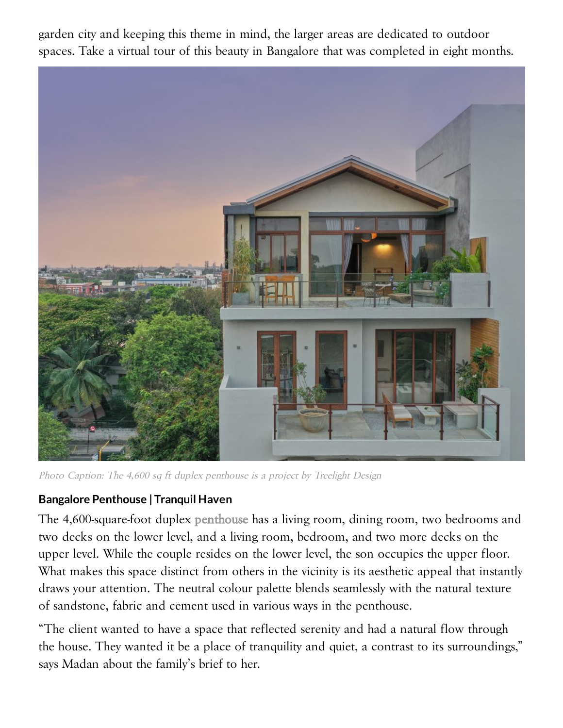garden city and keeping this theme in mind, the larger areas are dedicated to outdoor spaces. Take a virtual tour of this beauty in Bangalore that was completed in eight months.

*Photo Caption: The 4,600 sq ft duplex penthouse is a project by Treelight Design*

**Bangalore Penthouse | Tranquil Haven**

The 4,600-square-foot duplex penthouse has a living room, dining room, two bedrooms and two decks on the lower level, and a living room, bedroom, and two more decks on the upper level. While the couple resides on the lower level, the son occupies the upper floor. What makes this space distinct from others in the vicinity is its aesthetic appeal that instantly draws your attention. The neutral colour palette blends seamlessly with the natural texture of sandstone, fabric and cement used in various ways in the penthouse.

"The client wanted to have a space that reflected serenity and had a natural flow through the house. They wanted it be a place of tranquility and quiet, a contrast to its surroundings," says Madan about the family's brief to her.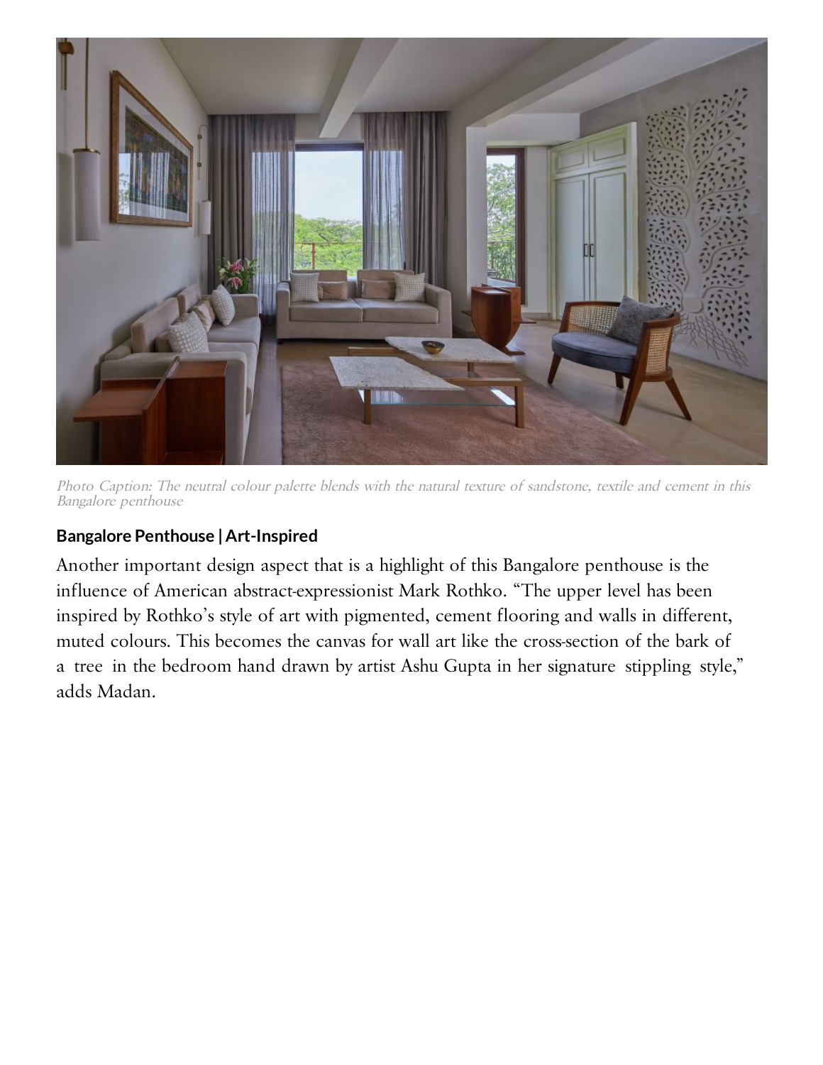*Photo Caption: The neutral colour palette blends with the natural texture of sandstone, textile and cement in this Bangalore penthouse*

**Bangalore Penthouse | Art-Inspired**

Another important design aspect that is a highlight of this Bangalore penthouse is the influence of American abstract-expressionist Mark Rothko. "The upper level has been inspired by Rothko's style of art with pigmented, cement flooring and walls in different, muted colours. This becomes the canvas for wall art like the cross-section of the bark of a tree in the bedroom hand drawn by artist Ashu Gupta in her signature stippling style," adds Madan.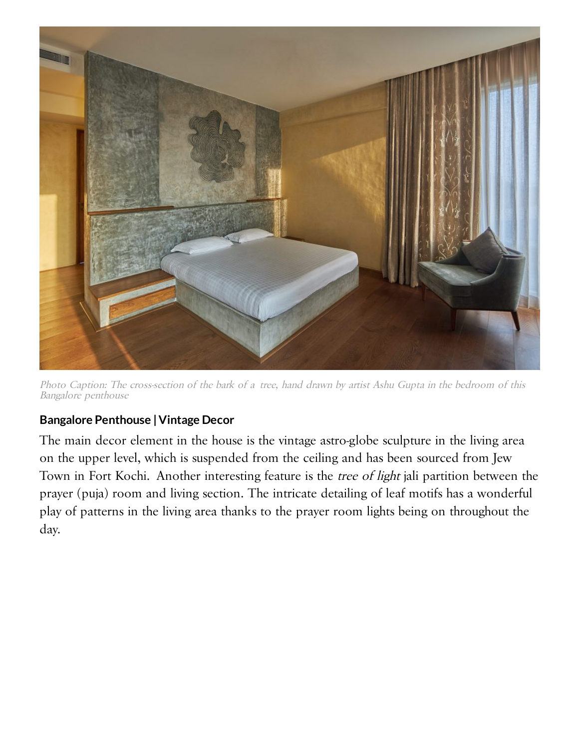*Photo Caption: The cross-section of the bark of a tree, hand drawn by artist Ashu Gupta in the bedroom of this Bangalore penthouse*

**Bangalore Penthouse | Vintage Decor**

The main decor element in the house is the vintage astro-globe sculpture in the living area on the upper level, which is suspended from the ceiling and has been sourced from Jew Town in Fort Kochi. Another interesting feature is the *tree of light* jali partition between the prayer (puja) room and living section. The intricate detailing of leaf motifs has a wonderful play of patterns in the living area thanks to the prayer room lights being on throughout the day.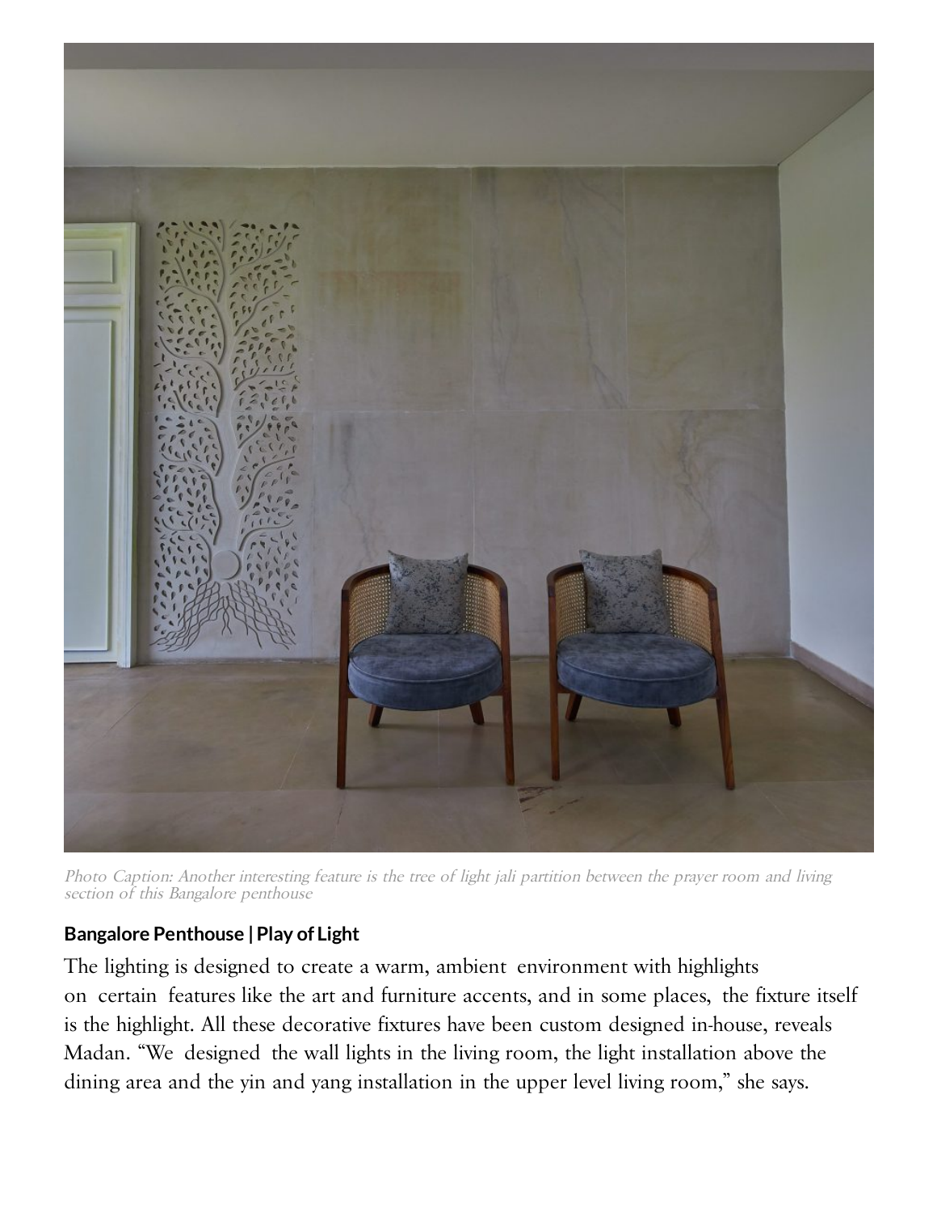*Photo Caption: Another interesting feature is the tree of light jali partition between the prayer room and living section of this Bangalore penthouse*

**Bangalore Penthouse | Play of Light**

The lighting is designed to create a warm, ambient environment with highlights on certain features like the art and furniture accents, and in some places, the fixture itself is the highlight. All these decorative fixtures have been custom designed in-house, reveals Madan. "We designed the wall lights in the living room, the light installation above the dining area and the yin and yang installation in the upper level living room," she says.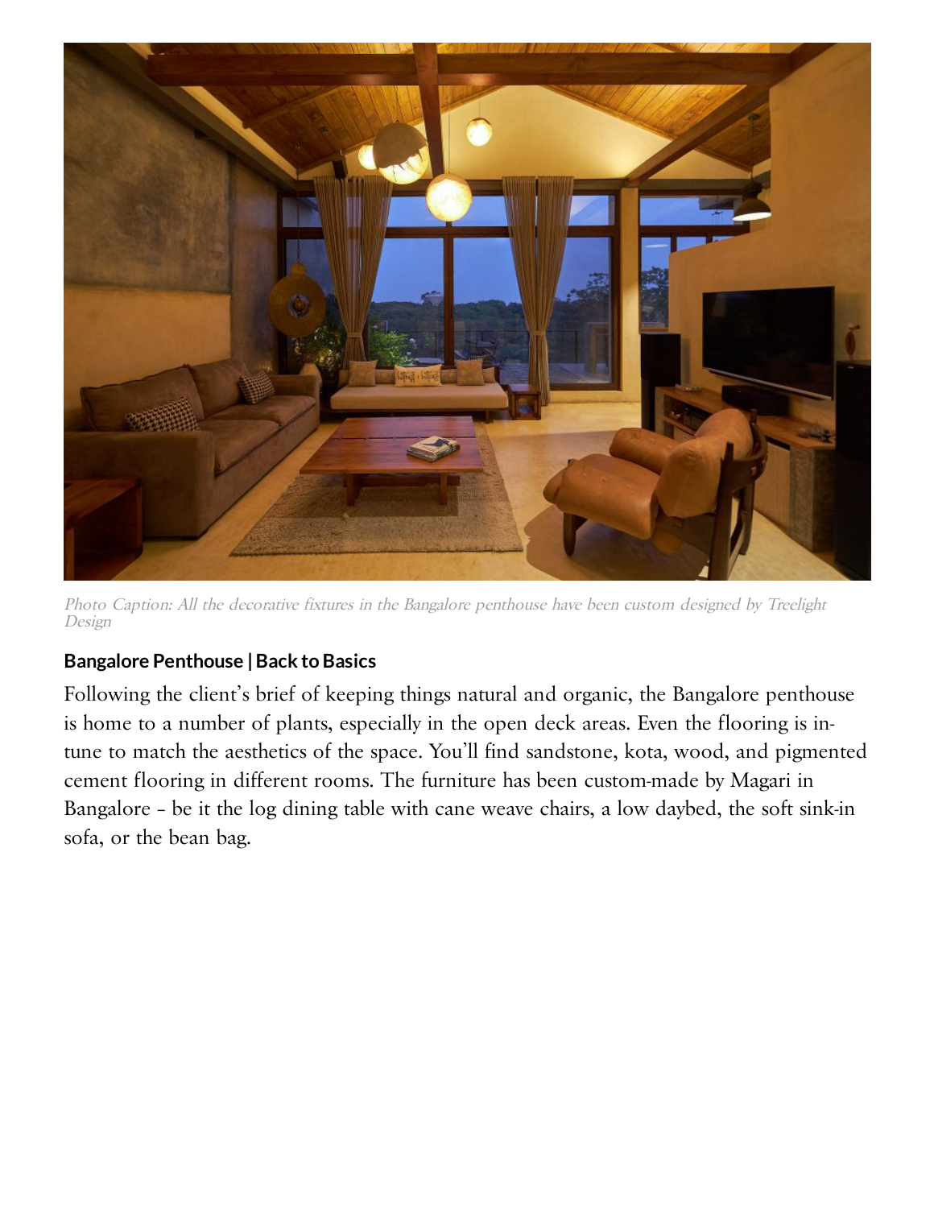*Photo Caption: All the decorative fixtures in the Bangalore penthouse have been custom designed by Treelight Design*

**Bangalore Penthouse | Back to Basics**

Following the client's brief of keeping things natural and organic, the Bangalore penthouse is home to a number of plants, especially in the open deck areas. Even the flooring is in-tune to match the aesthetics of the space. You'll find sandstone, kota, wood, and pigmented cement flooring in different rooms. The furniture has been custom-made by Magari in Bangalore – be it the log dining table with cane weave chairs, a low daybed, the soft sink-in sofa, or the bean bag.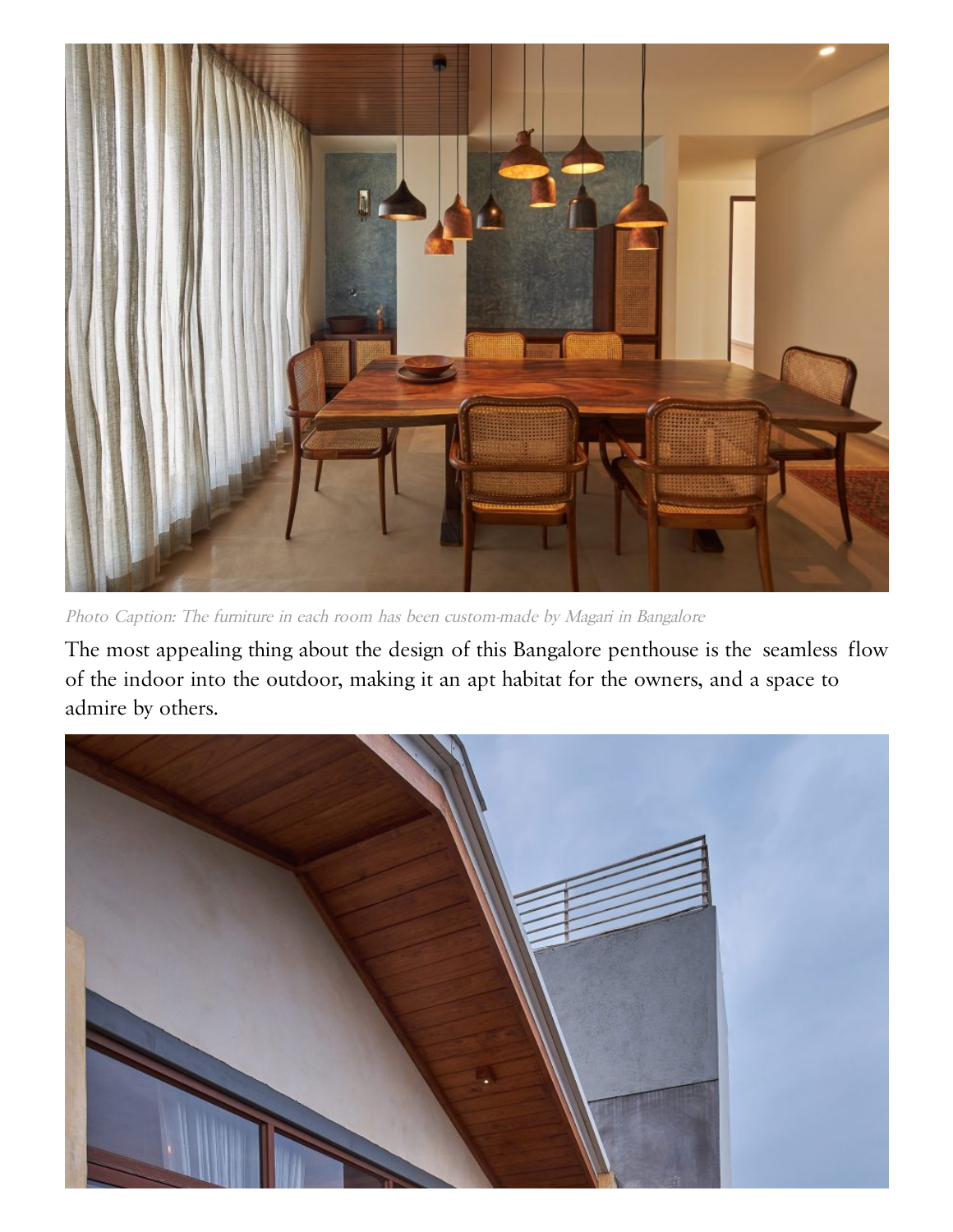*Photo Caption: The furniture in each room has been custom-made by Magari in Bangalore*

The most appealing thing about the design of this Bangalore penthouse is the seamless flow of the indoor into the outdoor, making it an apt habitat for the owners, and a space to admire by others.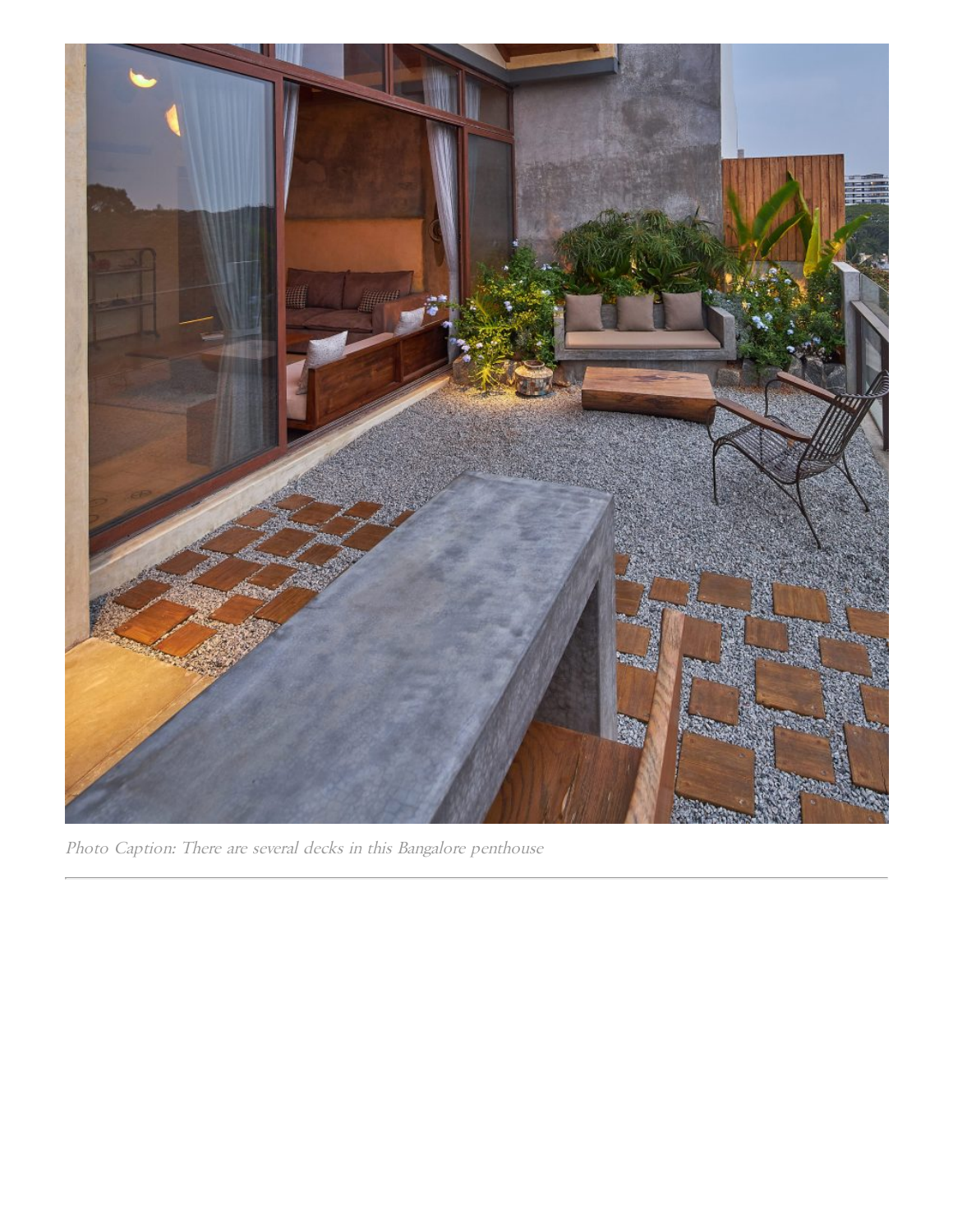*Photo Caption: There are several decks in this Bangalore penthouse*